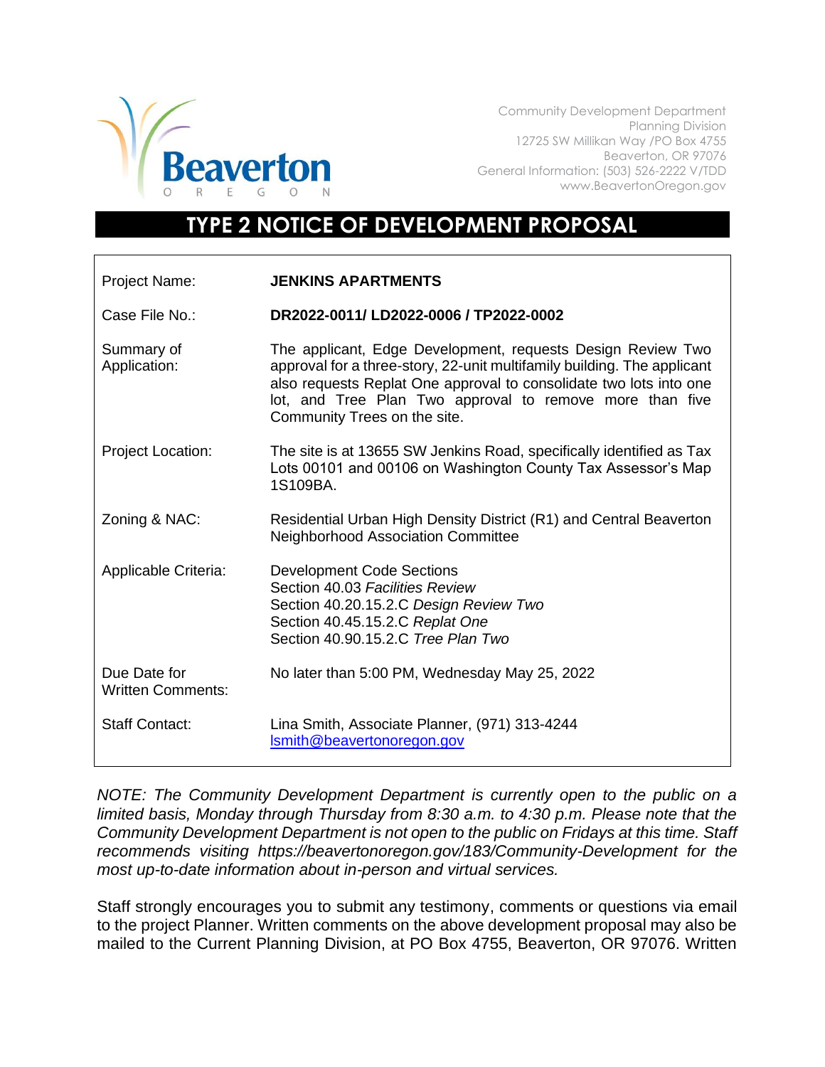Community Development Department
Planning Division
12725 SW Millikan Way /PO Box 4755
Beaverton, OR 97076
General Information: (503) 526-2222 V/TDD
www.BeavertonOregon.gov

# TYPE 2 NOTICE OF DEVELOPMENT PROPOSAL

| | |
|---|---|
| Project Name: | **JENKINS APARTMENTS** |
| Case File No.: | **DR2022-0011/ LD2022-0006 / TP2022-0002** |
| Summary of Application: | The applicant, Edge Development, requests Design Review Two approval for a three-story, 22-unit multifamily building. The applicant also requests Replat One approval to consolidate two lots into one lot, and Tree Plan Two approval to remove more than five Community Trees on the site. |
| Project Location: | The site is at 13655 SW Jenkins Road, specifically identified as Tax Lots 00101 and 00106 on Washington County Tax Assessor's Map 1S109BA. |
| Zoning & NAC: | Residential Urban High Density District (R1) and Central Beaverton Neighborhood Association Committee |
| Applicable Criteria: | Development Code Sections<br>Section 40.03 *Facilities Review*<br>Section 40.20.15.2.C *Design Review Two*<br>Section 40.45.15.2.C *Replat One*<br>Section 40.90.15.2.C *Tree Plan Two* |
| Due Date for Written Comments: | No later than 5:00 PM, Wednesday May 25, 2022 |
| Staff Contact: | Lina Smith, Associate Planner, (971) 313-4244<br>lsmith@beavertonoregon.gov |

*NOTE: The Community Development Department is currently open to the public on a limited basis, Monday through Thursday from 8:30 a.m. to 4:30 p.m. Please note that the Community Development Department is not open to the public on Fridays at this time. Staff recommends visiting https://beavertonoregon.gov/183/Community-Development for the most up-to-date information about in-person and virtual services.*

Staff strongly encourages you to submit any testimony, comments or questions via email to the project Planner. Written comments on the above development proposal may also be mailed to the Current Planning Division, at PO Box 4755, Beaverton, OR 97076. Written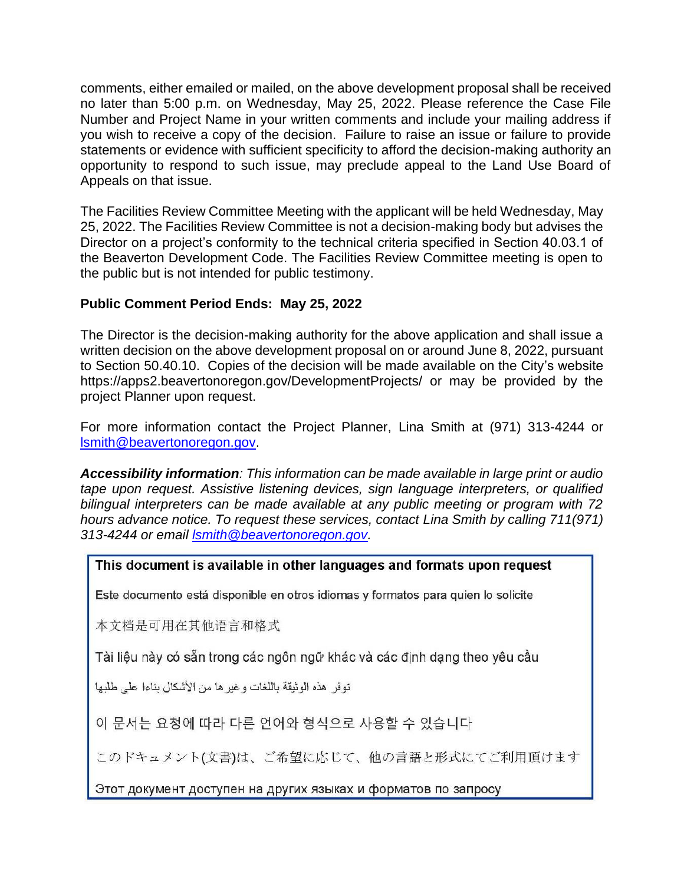comments, either emailed or mailed, on the above development proposal shall be received no later than 5:00 p.m. on Wednesday, May 25, 2022. Please reference the Case File Number and Project Name in your written comments and include your mailing address if you wish to receive a copy of the decision. Failure to raise an issue or failure to provide statements or evidence with sufficient specificity to afford the decision-making authority an opportunity to respond to such issue, may preclude appeal to the Land Use Board of Appeals on that issue.

The Facilities Review Committee Meeting with the applicant will be held Wednesday, May 25, 2022. The Facilities Review Committee is not a decision-making body but advises the Director on a project's conformity to the technical criteria specified in Section 40.03.1 of the Beaverton Development Code. The Facilities Review Committee meeting is open to the public but is not intended for public testimony.

**Public Comment Period Ends: May 25, 2022**

The Director is the decision-making authority for the above application and shall issue a written decision on the above development proposal on or around June 8, 2022, pursuant to Section 50.40.10. Copies of the decision will be made available on the City's website https://apps2.beavertonoregon.gov/DevelopmentProjects/ or may be provided by the project Planner upon request.

For more information contact the Project Planner, Lina Smith at (971) 313-4244 or lsmith@beavertonoregon.gov.

***Accessibility information****: This information can be made available in large print or audio tape upon request. Assistive listening devices, sign language interpreters, or qualified bilingual interpreters can be made available at any public meeting or program with 72 hours advance notice. To request these services, contact Lina Smith by calling 711(971) 313-4244 or email lsmith@beavertonoregon.gov.*

**This document is available in other languages and formats upon request**

Este documento está disponible en otros idiomas y formatos para quien lo solicite

本文档是可用在其他语言和格式

Tài liệu này có sẵn trong các ngôn ngữ khác và các định dạng theo yêu cầu

توفر هذه الوثيقة باللغات وغيرها من الأشكال بناءا على طلبها

이 문서는 요청에 따라 다른 언어와 형식으로 사용할 수 있습니다

このドキュメント(文書)は、ご希望に応じて、他の言語と形式にてご利用頂けます

Этот документ доступен на других языках и форматов по запросу